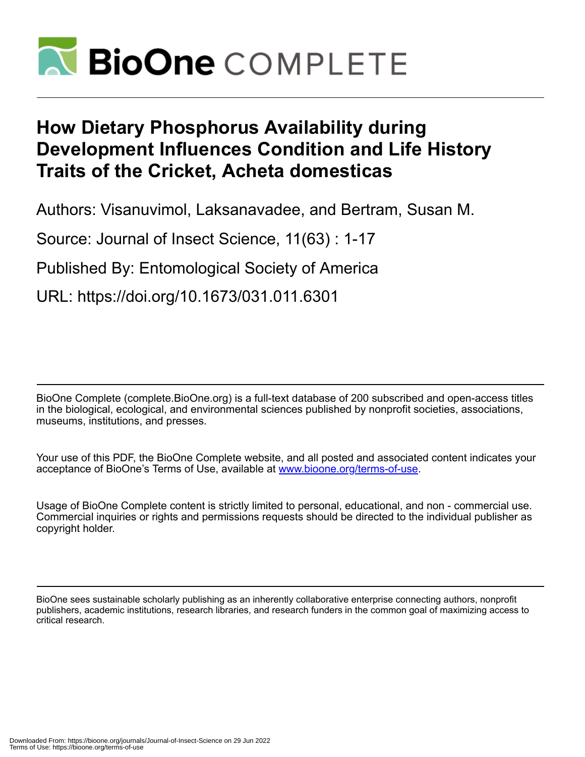# How Dietary Phosphorus Availability during Development Influences Condition and Life History Traits of the Cricket, Acheta domesticas

Authors: Visanuvimol, Laksanavadee, and Bertram, Susan M.

Source: Journal of Insect Science, 11(63) : 1-17

Published By: Entomological Society of America

URL: https://doi.org/10.1673/031.011.6301

BioOne Complete (complete.BioOne.org) is a full-text database of 200 subscribed and open-access titles in the biological, ecological, and environmental sciences published by nonprofit societies, associations, museums, institutions, and presses.

Your use of this PDF, the BioOne Complete website, and all posted and associated content indicates your acceptance of BioOne's Terms of Use, available at www.bioone.org/terms-of-use.

Usage of BioOne Complete content is strictly limited to personal, educational, and non - commercial use. Commercial inquiries or rights and permissions requests should be directed to the individual publisher as copyright holder.

BioOne sees sustainable scholarly publishing as an inherently collaborative enterprise connecting authors, nonprofit publishers, academic institutions, research libraries, and research funders in the common goal of maximizing access to critical research.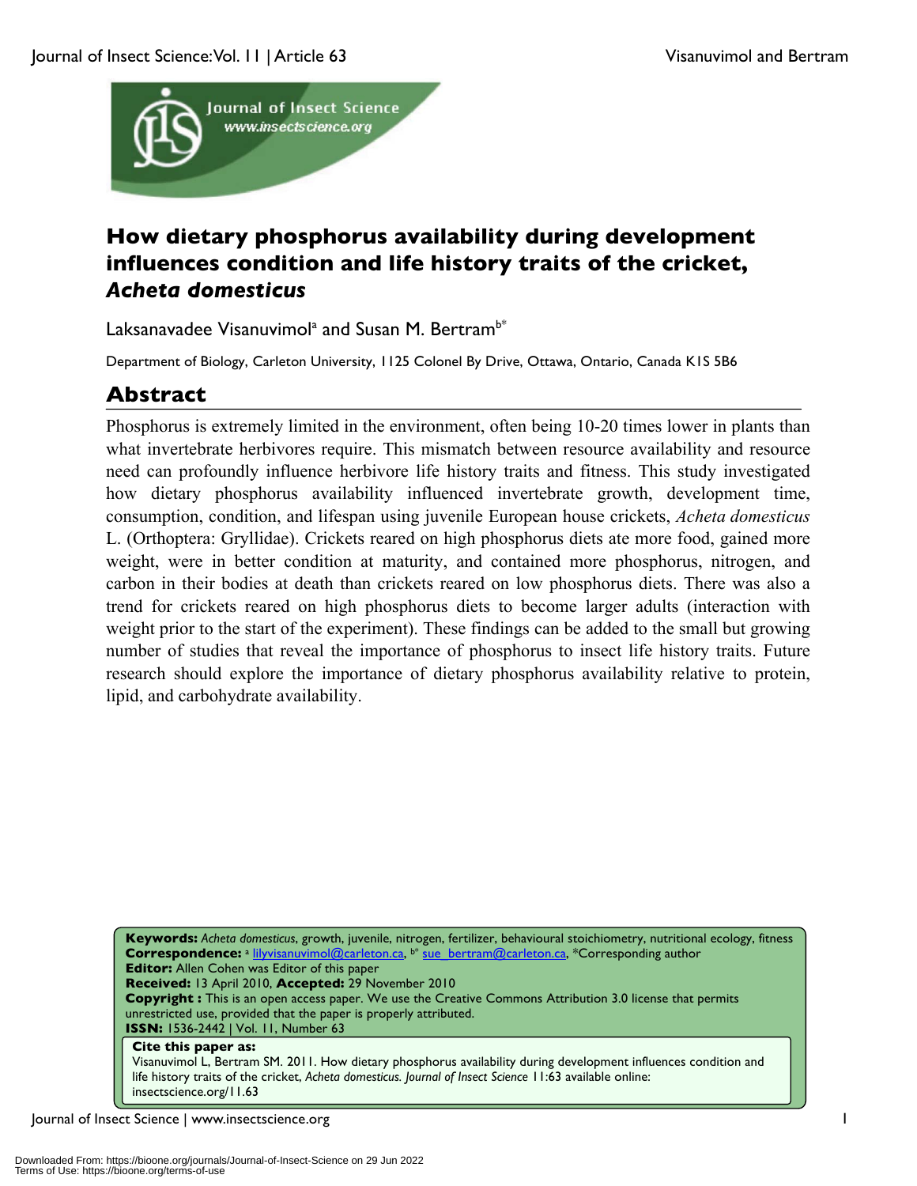# How dietary phosphorus availability during development influences condition and life history traits of the cricket, *Acheta domesticus*

Laksanavadee Visanuvimol[a] and Susan M. Bertram[b*]

Department of Biology, Carleton University, 1125 Colonel By Drive, Ottawa, Ontario, Canada K1S 5B6

## Abstract

Phosphorus is extremely limited in the environment, often being 10-20 times lower in plants than what invertebrate herbivores require. This mismatch between resource availability and resource need can profoundly influence herbivore life history traits and fitness. This study investigated how dietary phosphorus availability influenced invertebrate growth, development time, consumption, condition, and lifespan using juvenile European house crickets, *Acheta domesticus* L. (Orthoptera: Gryllidae). Crickets reared on high phosphorus diets ate more food, gained more weight, were in better condition at maturity, and contained more phosphorus, nitrogen, and carbon in their bodies at death than crickets reared on low phosphorus diets. There was also a trend for crickets reared on high phosphorus diets to become larger adults (interaction with weight prior to the start of the experiment). These findings can be added to the small but growing number of studies that reveal the importance of phosphorus to insect life history traits. Future research should explore the importance of dietary phosphorus availability relative to protein, lipid, and carbohydrate availability.

**Keywords:** *Acheta domesticus*, growth, juvenile, nitrogen, fertilizer, behavioural stoichiometry, nutritional ecology, fitness
**Correspondence:** [a] lilyvisanuvimol@carleton.ca, [b*] sue_bertram@carleton.ca, *Corresponding author
**Editor:** Allen Cohen was Editor of this paper
**Received:** 13 April 2010, **Accepted:** 29 November 2010
**Copyright :** This is an open access paper. We use the Creative Commons Attribution 3.0 license that permits unrestricted use, provided that the paper is properly attributed.
**ISSN:** 1536-2442 | Vol. 11, Number 63

**Cite this paper as:**
Visanuvimol L, Bertram SM. 2011. How dietary phosphorus availability during development influences condition and life history traits of the cricket, *Acheta domesticus. Journal of Insect Science* 11:63 available online: insectscience.org/11.63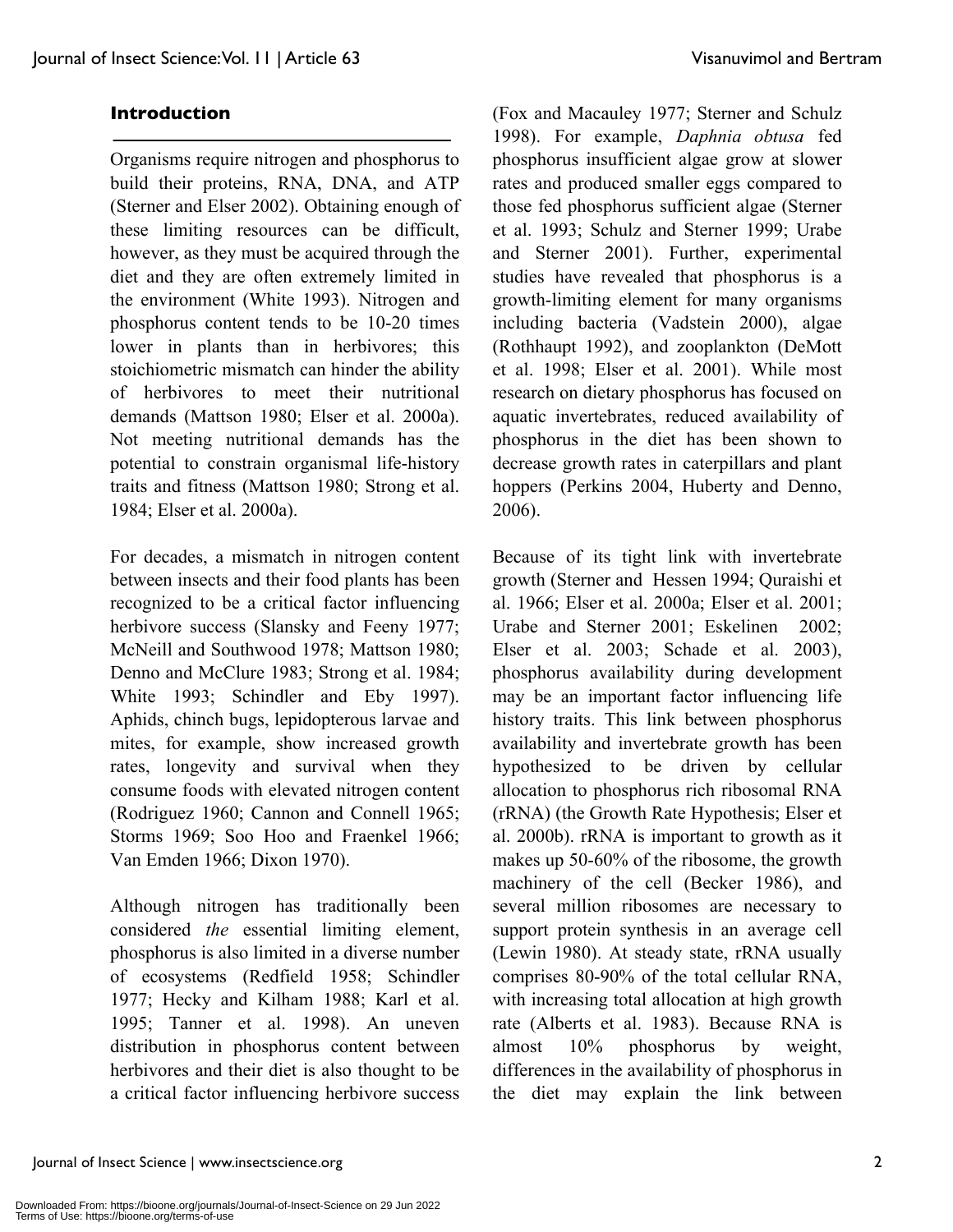## Introduction

Organisms require nitrogen and phosphorus to build their proteins, RNA, DNA, and ATP (Sterner and Elser 2002). Obtaining enough of these limiting resources can be difficult, however, as they must be acquired through the diet and they are often extremely limited in the environment (White 1993). Nitrogen and phosphorus content tends to be 10-20 times lower in plants than in herbivores; this stoichiometric mismatch can hinder the ability of herbivores to meet their nutritional demands (Mattson 1980; Elser et al. 2000a). Not meeting nutritional demands has the potential to constrain organismal life-history traits and fitness (Mattson 1980; Strong et al. 1984; Elser et al. 2000a).

For decades, a mismatch in nitrogen content between insects and their food plants has been recognized to be a critical factor influencing herbivore success (Slansky and Feeny 1977; McNeill and Southwood 1978; Mattson 1980; Denno and McClure 1983; Strong et al. 1984; White 1993; Schindler and Eby 1997). Aphids, chinch bugs, lepidopterous larvae and mites, for example, show increased growth rates, longevity and survival when they consume foods with elevated nitrogen content (Rodriguez 1960; Cannon and Connell 1965; Storms 1969; Soo Hoo and Fraenkel 1966; Van Emden 1966; Dixon 1970).

Although nitrogen has traditionally been considered *the* essential limiting element, phosphorus is also limited in a diverse number of ecosystems (Redfield 1958; Schindler 1977; Hecky and Kilham 1988; Karl et al. 1995; Tanner et al. 1998). An uneven distribution in phosphorus content between herbivores and their diet is also thought to be a critical factor influencing herbivore success (Fox and Macauley 1977; Sterner and Schulz 1998). For example, *Daphnia obtusa* fed phosphorus insufficient algae grow at slower rates and produced smaller eggs compared to those fed phosphorus sufficient algae (Sterner et al. 1993; Schulz and Sterner 1999; Urabe and Sterner 2001). Further, experimental studies have revealed that phosphorus is a growth-limiting element for many organisms including bacteria (Vadstein 2000), algae (Rothhaupt 1992), and zooplankton (DeMott et al. 1998; Elser et al. 2001). While most research on dietary phosphorus has focused on aquatic invertebrates, reduced availability of phosphorus in the diet has been shown to decrease growth rates in caterpillars and plant hoppers (Perkins 2004, Huberty and Denno, 2006).

Because of its tight link with invertebrate growth (Sterner and Hessen 1994; Quraishi et al. 1966; Elser et al. 2000a; Elser et al. 2001; Urabe and Sterner 2001; Eskelinen 2002; Elser et al. 2003; Schade et al. 2003), phosphorus availability during development may be an important factor influencing life history traits. This link between phosphorus availability and invertebrate growth has been hypothesized to be driven by cellular allocation to phosphorus rich ribosomal RNA (rRNA) (the Growth Rate Hypothesis; Elser et al. 2000b). rRNA is important to growth as it makes up 50-60% of the ribosome, the growth machinery of the cell (Becker 1986), and several million ribosomes are necessary to support protein synthesis in an average cell (Lewin 1980). At steady state, rRNA usually comprises 80-90% of the total cellular RNA, with increasing total allocation at high growth rate (Alberts et al. 1983). Because RNA is almost 10% phosphorus by weight, differences in the availability of phosphorus in the diet may explain the link between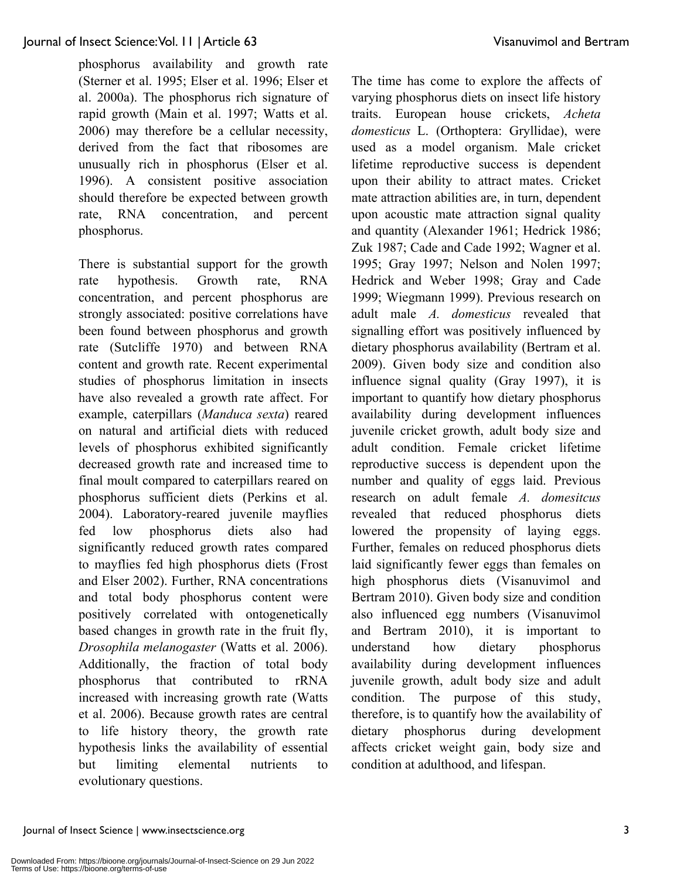phosphorus availability and growth rate (Sterner et al. 1995; Elser et al. 1996; Elser et al. 2000a). The phosphorus rich signature of rapid growth (Main et al. 1997; Watts et al. 2006) may therefore be a cellular necessity, derived from the fact that ribosomes are unusually rich in phosphorus (Elser et al. 1996). A consistent positive association should therefore be expected between growth rate, RNA concentration, and percent phosphorus.

There is substantial support for the growth rate hypothesis. Growth rate, RNA concentration, and percent phosphorus are strongly associated: positive correlations have been found between phosphorus and growth rate (Sutcliffe 1970) and between RNA content and growth rate. Recent experimental studies of phosphorus limitation in insects have also revealed a growth rate affect. For example, caterpillars (*Manduca sexta*) reared on natural and artificial diets with reduced levels of phosphorus exhibited significantly decreased growth rate and increased time to final moult compared to caterpillars reared on phosphorus sufficient diets (Perkins et al. 2004). Laboratory-reared juvenile mayflies fed low phosphorus diets also had significantly reduced growth rates compared to mayflies fed high phosphorus diets (Frost and Elser 2002). Further, RNA concentrations and total body phosphorus content were positively correlated with ontogenetically based changes in growth rate in the fruit fly, *Drosophila melanogaster* (Watts et al. 2006). Additionally, the fraction of total body phosphorus that contributed to rRNA increased with increasing growth rate (Watts et al. 2006). Because growth rates are central to life history theory, the growth rate hypothesis links the availability of essential but limiting elemental nutrients to evolutionary questions.

The time has come to explore the affects of varying phosphorus diets on insect life history traits. European house crickets, *Acheta domesticus* L. (Orthoptera: Gryllidae), were used as a model organism. Male cricket lifetime reproductive success is dependent upon their ability to attract mates. Cricket mate attraction abilities are, in turn, dependent upon acoustic mate attraction signal quality and quantity (Alexander 1961; Hedrick 1986; Zuk 1987; Cade and Cade 1992; Wagner et al. 1995; Gray 1997; Nelson and Nolen 1997; Hedrick and Weber 1998; Gray and Cade 1999; Wiegmann 1999). Previous research on adult male *A. domesticus* revealed that signalling effort was positively influenced by dietary phosphorus availability (Bertram et al. 2009). Given body size and condition also influence signal quality (Gray 1997), it is important to quantify how dietary phosphorus availability during development influences juvenile cricket growth, adult body size and adult condition. Female cricket lifetime reproductive success is dependent upon the number and quality of eggs laid. Previous research on adult female *A. domesitcus* revealed that reduced phosphorus diets lowered the propensity of laying eggs. Further, females on reduced phosphorus diets laid significantly fewer eggs than females on high phosphorus diets (Visanuvimol and Bertram 2010). Given body size and condition also influenced egg numbers (Visanuvimol and Bertram 2010), it is important to understand how dietary phosphorus availability during development influences juvenile growth, adult body size and adult condition. The purpose of this study, therefore, is to quantify how the availability of dietary phosphorus during development affects cricket weight gain, body size and condition at adulthood, and lifespan.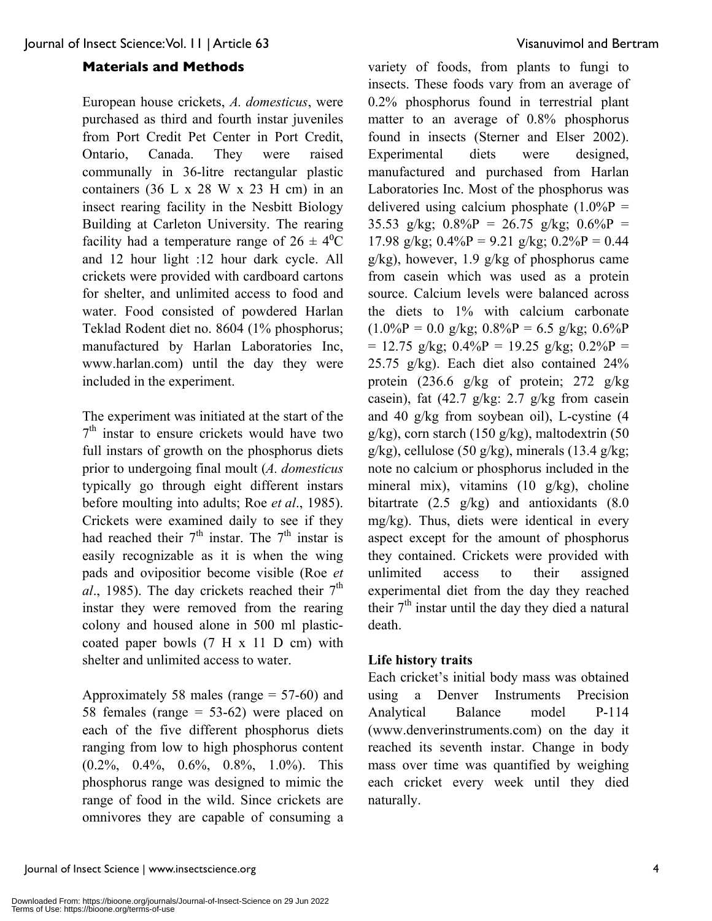## Materials and Methods

European house crickets, *A. domesticus*, were purchased as third and fourth instar juveniles from Port Credit Pet Center in Port Credit, Ontario, Canada. They were raised communally in 36-litre rectangular plastic containers (36 L x 28 W x 23 H cm) in an insect rearing facility in the Nesbitt Biology Building at Carleton University. The rearing facility had a temperature range of $26 \pm 4^0$C and 12 hour light :12 hour dark cycle. All crickets were provided with cardboard cartons for shelter, and unlimited access to food and water. Food consisted of powdered Harlan Teklad Rodent diet no. 8604 (1% phosphorus; manufactured by Harlan Laboratories Inc, www.harlan.com) until the day they were included in the experiment.

The experiment was initiated at the start of the $7^{th}$ instar to ensure crickets would have two full instars of growth on the phosphorus diets prior to undergoing final moult (*A. domesticus* typically go through eight different instars before moulting into adults; Roe *et al*., 1985). Crickets were examined daily to see if they had reached their $7^{th}$ instar. The $7^{th}$ instar is easily recognizable as it is when the wing pads and ovipositior become visible (Roe *et al*., 1985). The day crickets reached their $7^{th}$ instar they were removed from the rearing colony and housed alone in 500 ml plastic-coated paper bowls (7 H x 11 D cm) with shelter and unlimited access to water.

Approximately 58 males (range = 57-60) and 58 females (range = 53-62) were placed on each of the five different phosphorus diets ranging from low to high phosphorus content (0.2%, 0.4%, 0.6%, 0.8%, 1.0%). This phosphorus range was designed to mimic the range of food in the wild. Since crickets are omnivores they are capable of consuming a variety of foods, from plants to fungi to insects. These foods vary from an average of 0.2% phosphorus found in terrestrial plant matter to an average of 0.8% phosphorus found in insects (Sterner and Elser 2002). Experimental diets were designed, manufactured and purchased from Harlan Laboratories Inc. Most of the phosphorus was delivered using calcium phosphate (1.0%P = 35.53 g/kg; 0.8%P = 26.75 g/kg; 0.6%P = 17.98 g/kg; 0.4%P = 9.21 g/kg; 0.2%P = 0.44 g/kg), however, 1.9 g/kg of phosphorus came from casein which was used as a protein source. Calcium levels were balanced across the diets to 1% with calcium carbonate (1.0%P = 0.0 g/kg; 0.8%P = 6.5 g/kg; 0.6%P = 12.75 g/kg; 0.4%P = 19.25 g/kg; 0.2%P = 25.75 g/kg). Each diet also contained 24% protein (236.6 g/kg of protein; 272 g/kg casein), fat (42.7 g/kg: 2.7 g/kg from casein and 40 g/kg from soybean oil), L-cystine (4 g/kg), corn starch (150 g/kg), maltodextrin (50 g/kg), cellulose (50 g/kg), minerals (13.4 g/kg; note no calcium or phosphorus included in the mineral mix), vitamins (10 g/kg), choline bitartrate (2.5 g/kg) and antioxidants (8.0 mg/kg). Thus, diets were identical in every aspect except for the amount of phosphorus they contained. Crickets were provided with unlimited access to their assigned experimental diet from the day they reached their $7^{th}$ instar until the day they died a natural death.

### Life history traits

Each cricket's initial body mass was obtained using a Denver Instruments Precision Analytical Balance model P-114 (www.denverinstruments.com) on the day it reached its seventh instar. Change in body mass over time was quantified by weighing each cricket every week until they died naturally.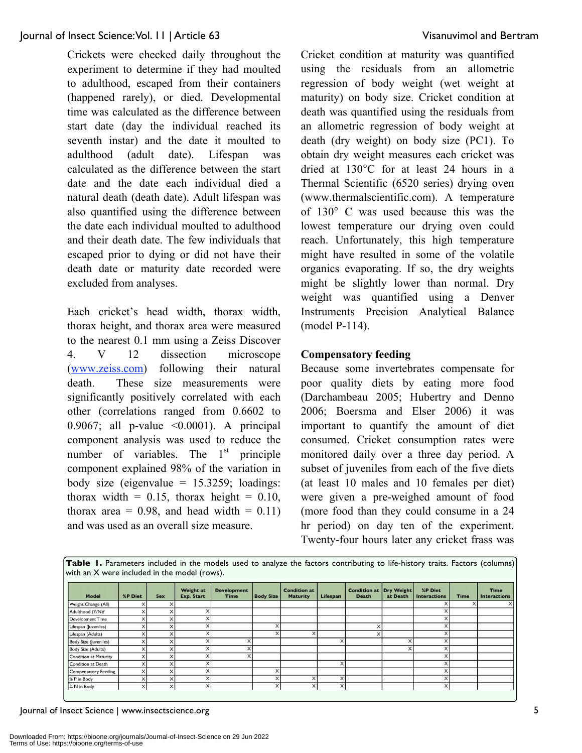Crickets were checked daily throughout the experiment to determine if they had moulted to adulthood, escaped from their containers (happened rarely), or died. Developmental time was calculated as the difference between start date (day the individual reached its seventh instar) and the date it moulted to adulthood (adult date). Lifespan was calculated as the difference between the start date and the date each individual died a natural death (death date). Adult lifespan was also quantified using the difference between the date each individual moulted to adulthood and their death date. The few individuals that escaped prior to dying or did not have their death date or maturity date recorded were excluded from analyses.

Each cricket's head width, thorax width, thorax height, and thorax area were measured to the nearest 0.1 mm using a Zeiss Discover 4. V 12 dissection microscope (www.zeiss.com) following their natural death. These size measurements were significantly positively correlated with each other (correlations ranged from 0.6602 to 0.9067; all p-value <0.0001). A principal component analysis was used to reduce the number of variables. The 1st principle component explained 98% of the variation in body size (eigenvalue = 15.3259; loadings: thorax width = 0.15, thorax height = 0.10, thorax area = 0.98, and head width = 0.11) and was used as an overall size measure.

Cricket condition at maturity was quantified using the residuals from an allometric regression of body weight (wet weight at maturity) on body size. Cricket condition at death was quantified using the residuals from an allometric regression of body weight at death (dry weight) on body size (PC1). To obtain dry weight measures each cricket was dried at 130°C for at least 24 hours in a Thermal Scientific (6520 series) drying oven (www.thermalscientific.com). A temperature of 130° C was used because this was the lowest temperature our drying oven could reach. Unfortunately, this high temperature might have resulted in some of the volatile organics evaporating. If so, the dry weights might be slightly lower than normal. Dry weight was quantified using a Denver Instruments Precision Analytical Balance (model P-114).

### Compensatory feeding

Because some invertebrates compensate for poor quality diets by eating more food (Darchambeau 2005; Hubertry and Denno 2006; Boersma and Elser 2006) it was important to quantify the amount of diet consumed. Cricket consumption rates were monitored daily over a three day period. A subset of juveniles from each of the five diets (at least 10 males and 10 females per diet) were given a pre-weighed amount of food (more food than they could consume in a 24 hr period) on day ten of the experiment. Twenty-four hours later any cricket frass was

**Table 1.** Parameters included in the models used to analyze the factors contributing to life-history traits. Factors (columns) with an X were included in the model (rows).

| Model | %P Diet | Sex | Weight at Exp. Start | Development Time | Body Size | Condition at Maturity | Lifespan | Condition at Death | Dry Weight at Death | %P Diet Interactions | Time | Time Interactions |
|---|---|---|---|---|---|---|---|---|---|---|---|---|
| Weight Change (All) | X | X | | | | | | | | X | X | X |
| Adulthood (Y/N)? | X | X | X | | | | | | | X | | |
| Development Time | X | X | X | | | | | | | X | | |
| Lifespan (Juveniles) | X | X | X | | X | | | X | | X | | |
| Lifespan (Adults) | X | X | X | | X | X | | X | | X | | |
| Body Size (Juveniles) | X | X | X | X | | | X | | X | X | | |
| Body Size (Adults) | X | X | X | X | | | | | X | X | | |
| Condition at Maturity | X | X | X | X | | | | | | X | | |
| Condition at Death | X | X | X | | | | X | | | X | | |
| Compensatory Feeding | X | X | X | | X | | | | | X | | |
| % P in Body | X | X | X | | X | X | X | | | X | | |
| % N in Body | X | X | X | | X | X | X | | | X | | |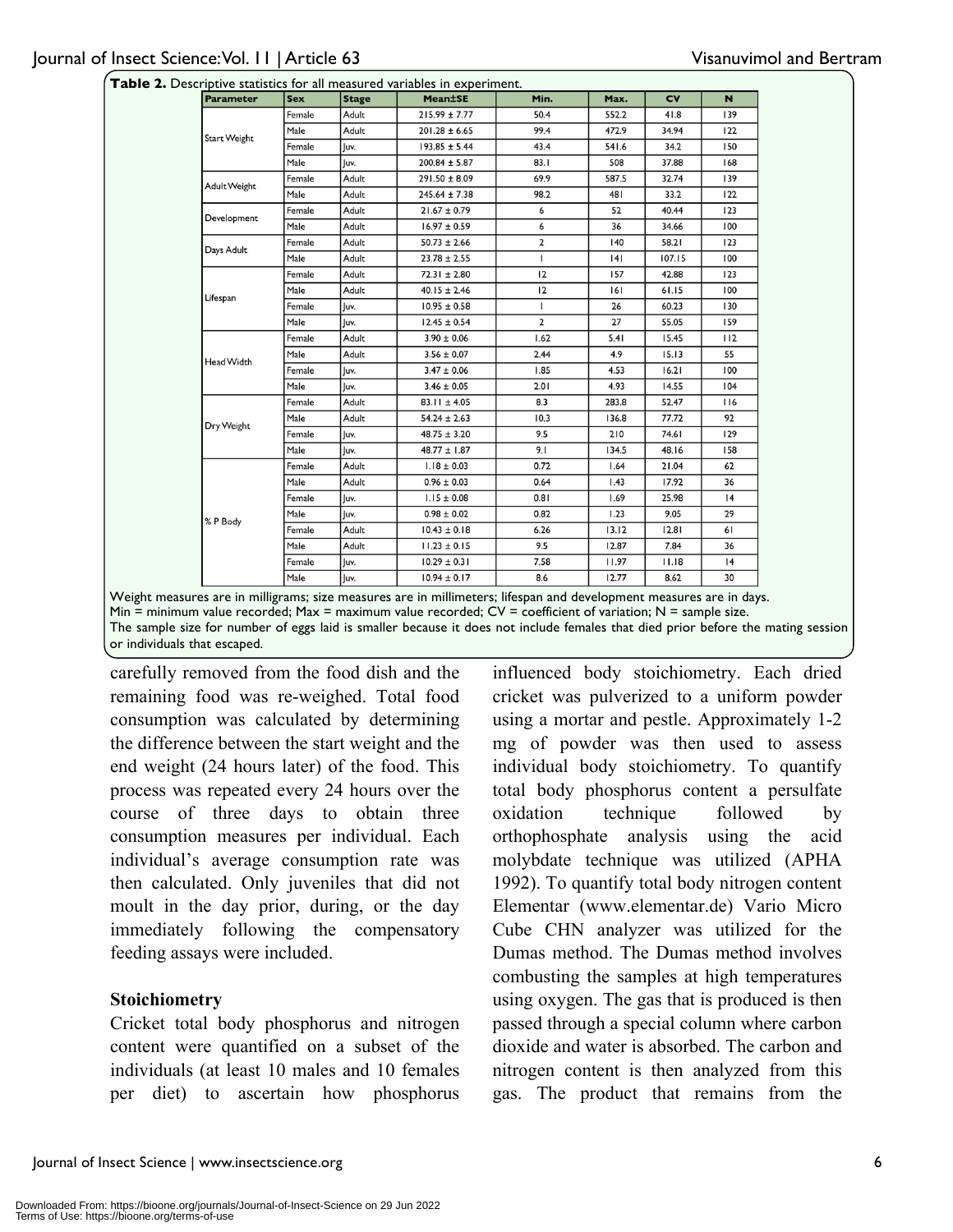**Table 2.** Descriptive statistics for all measured variables in experiment.

| Parameter | Sex | Stage | Mean±SE | Min. | Max. | CV | N |
|---|---|---|---|---|---|---|---|
| Start Weight | Female | Adult | 215.99 ± 7.77 | 50.4 | 552.2 | 41.8 | 139 |
| | Male | Adult | 201.28 ± 6.65 | 99.4 | 472.9 | 34.94 | 122 |
| | Female | Juv. | 193.85 ± 5.44 | 43.4 | 541.6 | 34.2 | 150 |
| | Male | Juv. | 200.84 ± 5.87 | 83.1 | 508 | 37.88 | 168 |
| Adult Weight | Female | Adult | 291.50 ± 8.09 | 69.9 | 587.5 | 32.74 | 139 |
| | Male | Adult | 245.64 ± 7.38 | 98.2 | 481 | 33.2 | 122 |
| Development | Female | Adult | 21.67 ± 0.79 | 6 | 52 | 40.44 | 123 |
| | Male | Adult | 16.97 ± 0.59 | 6 | 36 | 34.66 | 100 |
| Days Adult | Female | Adult | 50.73 ± 2.66 | 2 | 140 | 58.21 | 123 |
| | Male | Adult | 23.78 ± 2.55 | 1 | 141 | 107.15 | 100 |
| Lifespan | Female | Adult | 72.31 ± 2.80 | 12 | 157 | 42.88 | 123 |
| | Male | Adult | 40.15 ± 2.46 | 12 | 161 | 61.15 | 100 |
| | Female | Juv. | 10.95 ± 0.58 | 1 | 26 | 60.23 | 130 |
| | Male | Juv. | 12.45 ± 0.54 | 2 | 27 | 55.05 | 159 |
| Head Width | Female | Adult | 3.90 ± 0.06 | 1.62 | 5.41 | 15.45 | 112 |
| | Male | Adult | 3.56 ± 0.07 | 2.44 | 4.9 | 15.13 | 55 |
| | Female | Juv. | 3.47 ± 0.06 | 1.85 | 4.53 | 16.21 | 100 |
| | Male | Juv. | 3.46 ± 0.05 | 2.01 | 4.93 | 14.55 | 104 |
| Dry Weight | Female | Adult | 83.11 ± 4.05 | 8.3 | 283.8 | 52.47 | 116 |
| | Male | Adult | 54.24 ± 2.63 | 10.3 | 136.8 | 77.72 | 92 |
| | Female | Juv. | 48.75 ± 3.20 | 9.5 | 210 | 74.61 | 129 |
| | Male | Juv. | 48.77 ± 1.87 | 9.1 | 134.5 | 48.16 | 158 |
| % P Body | Female | Adult | 1.18 ± 0.03 | 0.72 | 1.64 | 21.04 | 62 |
| | Male | Adult | 0.96 ± 0.03 | 0.64 | 1.43 | 17.92 | 36 |
| | Female | Juv. | 1.15 ± 0.08 | 0.81 | 1.69 | 25.98 | 14 |
| | Male | Juv. | 0.98 ± 0.02 | 0.82 | 1.23 | 9.05 | 29 |
| | Female | Adult | 10.43 ± 0.18 | 6.26 | 13.12 | 12.81 | 61 |
| | Male | Adult | 11.23 ± 0.15 | 9.5 | 12.87 | 7.84 | 36 |
| | Female | Juv. | 10.29 ± 0.31 | 7.58 | 11.97 | 11.18 | 14 |
| | Male | Juv. | 10.94 ± 0.17 | 8.6 | 12.77 | 8.62 | 30 |

Weight measures are in milligrams; size measures are in millimeters; lifespan and development measures are in days.
Min = minimum value recorded; Max = maximum value recorded; CV = coefficient of variation; N = sample size.
The sample size for number of eggs laid is smaller because it does not include females that died prior before the mating session or individuals that escaped.

carefully removed from the food dish and the remaining food was re-weighed. Total food consumption was calculated by determining the difference between the start weight and the end weight (24 hours later) of the food. This process was repeated every 24 hours over the course of three days to obtain three consumption measures per individual. Each individual's average consumption rate was then calculated. Only juveniles that did not moult in the day prior, during, or the day immediately following the compensatory feeding assays were included.

### Stoichiometry

Cricket total body phosphorus and nitrogen content were quantified on a subset of the individuals (at least 10 males and 10 females per diet) to ascertain how phosphorus influenced body stoichiometry. Each dried cricket was pulverized to a uniform powder using a mortar and pestle. Approximately 1-2 mg of powder was then used to assess individual body stoichiometry. To quantify total body phosphorus content a persulfate oxidation technique followed by orthophosphate analysis using the acid molybdate technique was utilized (APHA 1992). To quantify total body nitrogen content Elementar (www.elementar.de) Vario Micro Cube CHN analyzer was utilized for the Dumas method. The Dumas method involves combusting the samples at high temperatures using oxygen. The gas that is produced is then passed through a special column where carbon dioxide and water is absorbed. The carbon and nitrogen content is then analyzed from this gas. The product that remains from the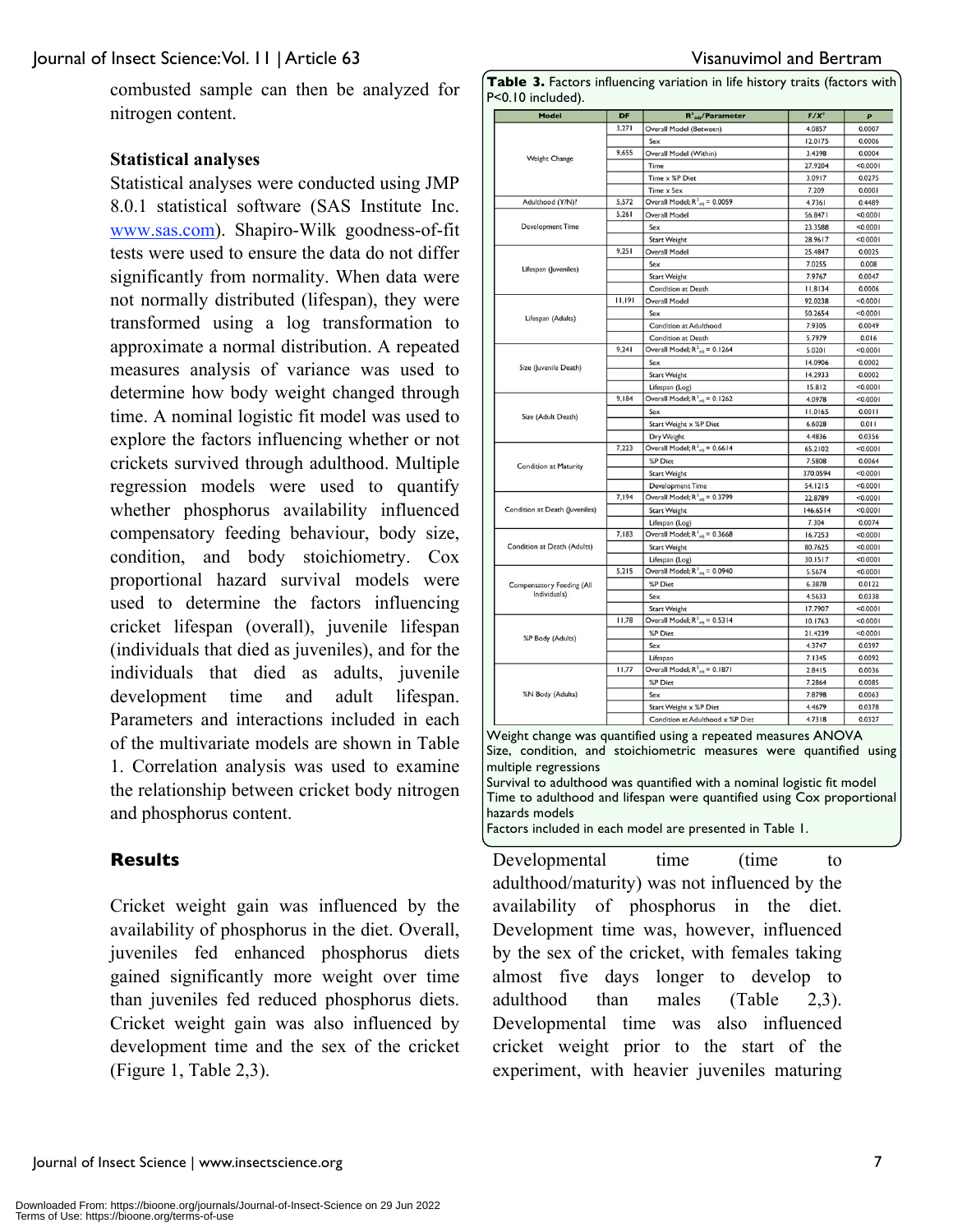combusted sample can then be analyzed for nitrogen content.

### Statistical analyses

Statistical analyses were conducted using JMP 8.0.1 statistical software (SAS Institute Inc. www.sas.com). Shapiro-Wilk goodness-of-fit tests were used to ensure the data do not differ significantly from normality. When data were not normally distributed (lifespan), they were transformed using a log transformation to approximate a normal distribution. A repeated measures analysis of variance was used to determine how body weight changed through time. A nominal logistic fit model was used to explore the factors influencing whether or not crickets survived through adulthood. Multiple regression models were used to quantify whether phosphorus availability influenced compensatory feeding behaviour, body size, condition, and body stoichiometry. Cox proportional hazard survival models were used to determine the factors influencing cricket lifespan (overall), juvenile lifespan (individuals that died as juveniles), and for the individuals that died as adults, juvenile development time and adult lifespan. Parameters and interactions included in each of the multivariate models are shown in Table 1. Correlation analysis was used to examine the relationship between cricket body nitrogen and phosphorus content.

## Results

Cricket weight gain was influenced by the availability of phosphorus in the diet. Overall, juveniles fed enhanced phosphorus diets gained significantly more weight over time than juveniles fed reduced phosphorus diets. Cricket weight gain was also influenced by development time and the sex of the cricket (Figure 1, Table 2,3).

**Table 3.** Factors influencing variation in life history traits (factors with P<0.10 included).

| Model | DF | $R^2_{adj}$/Parameter | $F/X^2$ | $P$ |
|---|---|---|---|---|
| Weight Change | 3,271 | Overall Model (Between) | 4.0857 | 0.0007 |
| | | Sex | 12.0175 | 0.0006 |
| | 9,655 | Overall Model (Within) | 3.4398 | 0.0004 |
| | | Time | 27.9204 | <0.0001 |
| | | Time x %P Diet | 3.0917 | 0.0275 |
| | | Time x Sex | 7.209 | 0.0001 |
| Adulthood (Y/N)? | 5,572 | Overall Model; $R^2_{adj}$ = 0.0059 | 4.7361 | 0.4489 |
| Development Time | 5,261 | Overall Model | 56.8471 | <0.0001 |
| | | Sex | 23.3588 | <0.0001 |
| | | Start Weight | 28.9617 | <0.0001 |
| Lifespan (Juveniles) | 9,251 | Overall Model | 25.4847 | 0.0025 |
| | | Sex | 7.0255 | 0.008 |
| | | Start Weight | 7.9767 | 0.0047 |
| | | Condition at Death | 11.8134 | 0.0006 |
| Lifespan (Adults) | 11,191 | Overall Model | 92.0238 | <0.0001 |
| | | Sex | 50.2654 | <0.0001 |
| | | Condition at Adulthood | 7.9305 | 0.0049 |
| | | Condition at Death | 5.7979 | 0.016 |
| Size (Juvenile Death) | 9,241 | Overall Model; $R^2_{adj}$ = 0.1264 | 5.0201 | <0.0001 |
| | | Sex | 14.0906 | 0.0002 |
| | | Start Weight | 14.2933 | 0.0002 |
| | | Lifespan (Log) | 15.812 | <0.0001 |
| Size (Adult Death) | 9,184 | Overall Model; $R^2_{adj}$ = 0.1262 | 4.0978 | <0.0001 |
| | | Sex | 11.0165 | 0.0011 |
| | | Start Weight x %P Diet | 6.6028 | 0.011 |
| | | Dry Weight | 4.4836 | 0.0356 |
| Condition at Maturity | 7,223 | Overall Model; $R^2_{adj}$ = 0.6614 | 65.2102 | <0.0001 |
| | | %P Diet | 7.5808 | 0.0064 |
| | | Start Weight | 370.0594 | <0.0001 |
| | | Development Time | 54.1215 | <0.0001 |
| Condition at Death (Juveniles) | 7,194 | Overall Model; $R^2_{adj}$ = 0.3799 | 22.8789 | <0.0001 |
| | | Start Weight | 146.6514 | <0.0001 |
| | | Lifespan (Log) | 7.304 | 0.0074 |
| Condition at Death (Adults) | 7,183 | Overall Model; $R^2_{adj}$ = 0.3668 | 16.7253 | <0.0001 |
| | | Start Weight | 80.7625 | <0.0001 |
| | | Lifespan (Log) | 30.1517 | <0.0001 |
| Compensatory Feeding (All Individuals) | 5,215 | Overall Model; $R^2_{adj}$ = 0.0940 | 5.5674 | <0.0001 |
| | | %P Diet | 6.3878 | 0.0122 |
| | | Sex | 4.5633 | 0.0338 |
| | | Start Weight | 17.7907 | <0.0001 |
| %P Body (Adults) | 11,78 | Overall Model; $R^2_{adj}$ = 0.5314 | 10.1763 | <0.0001 |
| | | %P Diet | 21.4239 | <0.0001 |
| | | Sex | 4.3747 | 0.0397 |
| | | Lifespan | 7.1345 | 0.0092 |
| %N Body (Adults) | 11,77 | Overall Model; $R^2_{adj}$ = 0.1871 | 2.8415 | 0.0036 |
| | | %P Diet | 7.2864 | 0.0085 |
| | | Sex | 7.8798 | 0.0063 |
| | | Start Weight x %P Diet | 4.4679 | 0.0378 |
| | | Condition at Adulthood x %P Diet | 4.7318 | 0.0327 |

Weight change was quantified using a repeated measures ANOVA
Size, condition, and stoichiometric measures were quantified using multiple regressions
Survival to adulthood was quantified with a nominal logistic fit model
Time to adulthood and lifespan were quantified using Cox proportional hazards models
Factors included in each model are presented in Table 1.

Developmental time (time to adulthood/maturity) was not influenced by the availability of phosphorus in the diet. Development time was, however, influenced by the sex of the cricket, with females taking almost five days longer to develop to adulthood than males (Table 2,3). Developmental time was also influenced cricket weight prior to the start of the experiment, with heavier juveniles maturing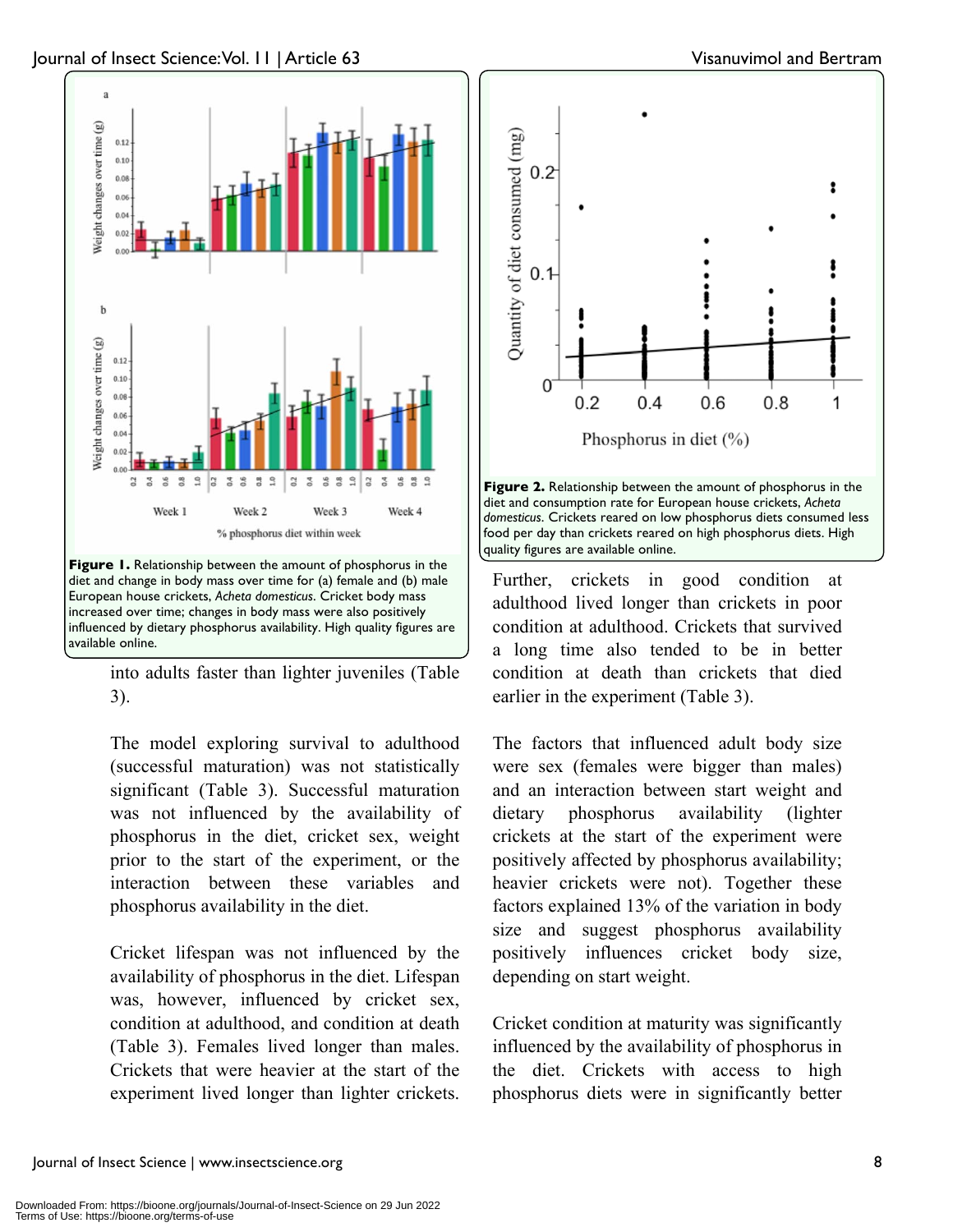**Figure 1.** Relationship between the amount of phosphorus in the diet and change in body mass over time for (a) female and (b) male European house crickets, *Acheta domesticus*. Cricket body mass increased over time; changes in body mass were also positively influenced by dietary phosphorus availability. High quality figures are available online.

**Figure 2.** Relationship between the amount of phosphorus in the diet and consumption rate for European house crickets, *Acheta domesticus*. Crickets reared on low phosphorus diets consumed less food per day than crickets reared on high phosphorus diets. High quality figures are available online.

into adults faster than lighter juveniles (Table 3).

The model exploring survival to adulthood (successful maturation) was not statistically significant (Table 3). Successful maturation was not influenced by the availability of phosphorus in the diet, cricket sex, weight prior to the start of the experiment, or the interaction between these variables and phosphorus availability in the diet.

Cricket lifespan was not influenced by the availability of phosphorus in the diet. Lifespan was, however, influenced by cricket sex, condition at adulthood, and condition at death (Table 3). Females lived longer than males. Crickets that were heavier at the start of the experiment lived longer than lighter crickets. Further, crickets in good condition at adulthood lived longer than crickets in poor condition at adulthood. Crickets that survived a long time also tended to be in better condition at death than crickets that died earlier in the experiment (Table 3).

The factors that influenced adult body size were sex (females were bigger than males) and an interaction between start weight and dietary phosphorus availability (lighter crickets at the start of the experiment were positively affected by phosphorus availability; heavier crickets were not). Together these factors explained 13% of the variation in body size and suggest phosphorus availability positively influences cricket body size, depending on start weight.

Cricket condition at maturity was significantly influenced by the availability of phosphorus in the diet. Crickets with access to high phosphorus diets were in significantly better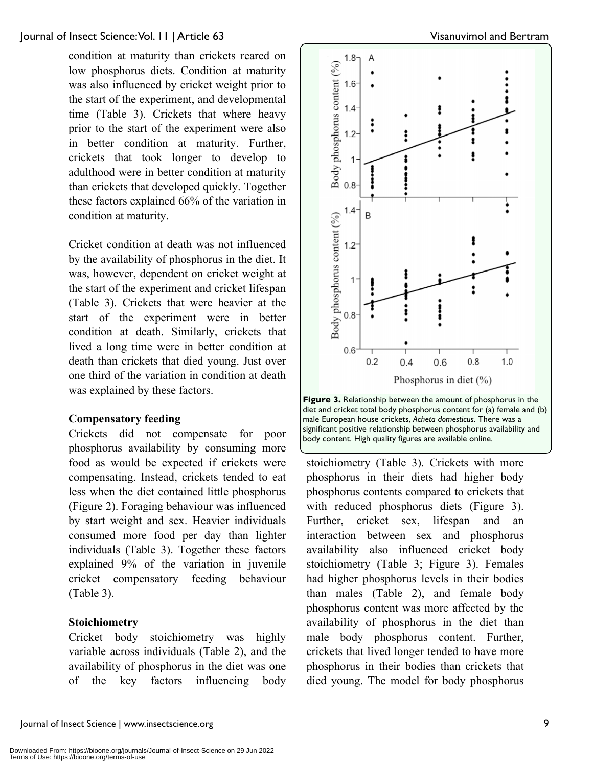condition at maturity than crickets reared on low phosphorus diets. Condition at maturity was also influenced by cricket weight prior to the start of the experiment, and developmental time (Table 3). Crickets that where heavy prior to the start of the experiment were also in better condition at maturity. Further, crickets that took longer to develop to adulthood were in better condition at maturity than crickets that developed quickly. Together these factors explained 66% of the variation in condition at maturity.

Cricket condition at death was not influenced by the availability of phosphorus in the diet. It was, however, dependent on cricket weight at the start of the experiment and cricket lifespan (Table 3). Crickets that were heavier at the start of the experiment were in better condition at death. Similarly, crickets that lived a long time were in better condition at death than crickets that died young. Just over one third of the variation in condition at death was explained by these factors.

### Compensatory feeding

Crickets did not compensate for poor phosphorus availability by consuming more food as would be expected if crickets were compensating. Instead, crickets tended to eat less when the diet contained little phosphorus (Figure 2). Foraging behaviour was influenced by start weight and sex. Heavier individuals consumed more food per day than lighter individuals (Table 3). Together these factors explained 9% of the variation in juvenile cricket compensatory feeding behaviour (Table 3).

### Stoichiometry

Cricket body stoichiometry was highly variable across individuals (Table 2), and the availability of phosphorus in the diet was one of the key factors influencing body stoichiometry (Table 3). Crickets with more phosphorus in their diets had higher body phosphorus contents compared to crickets that with reduced phosphorus diets (Figure 3). Further, cricket sex, lifespan and an interaction between sex and phosphorus availability also influenced cricket body stoichiometry (Table 3; Figure 3). Females had higher phosphorus levels in their bodies than males (Table 2), and female body phosphorus content was more affected by the availability of phosphorus in the diet than male body phosphorus content. Further, crickets that lived longer tended to have more phosphorus in their bodies than crickets that died young. The model for body phosphorus

**Figure 3.** Relationship between the amount of phosphorus in the diet and cricket total body phosphorus content for (a) female and (b) male European house crickets, *Acheta domesticus*. There was a significant positive relationship between phosphorus availability and body content. High quality figures are available online.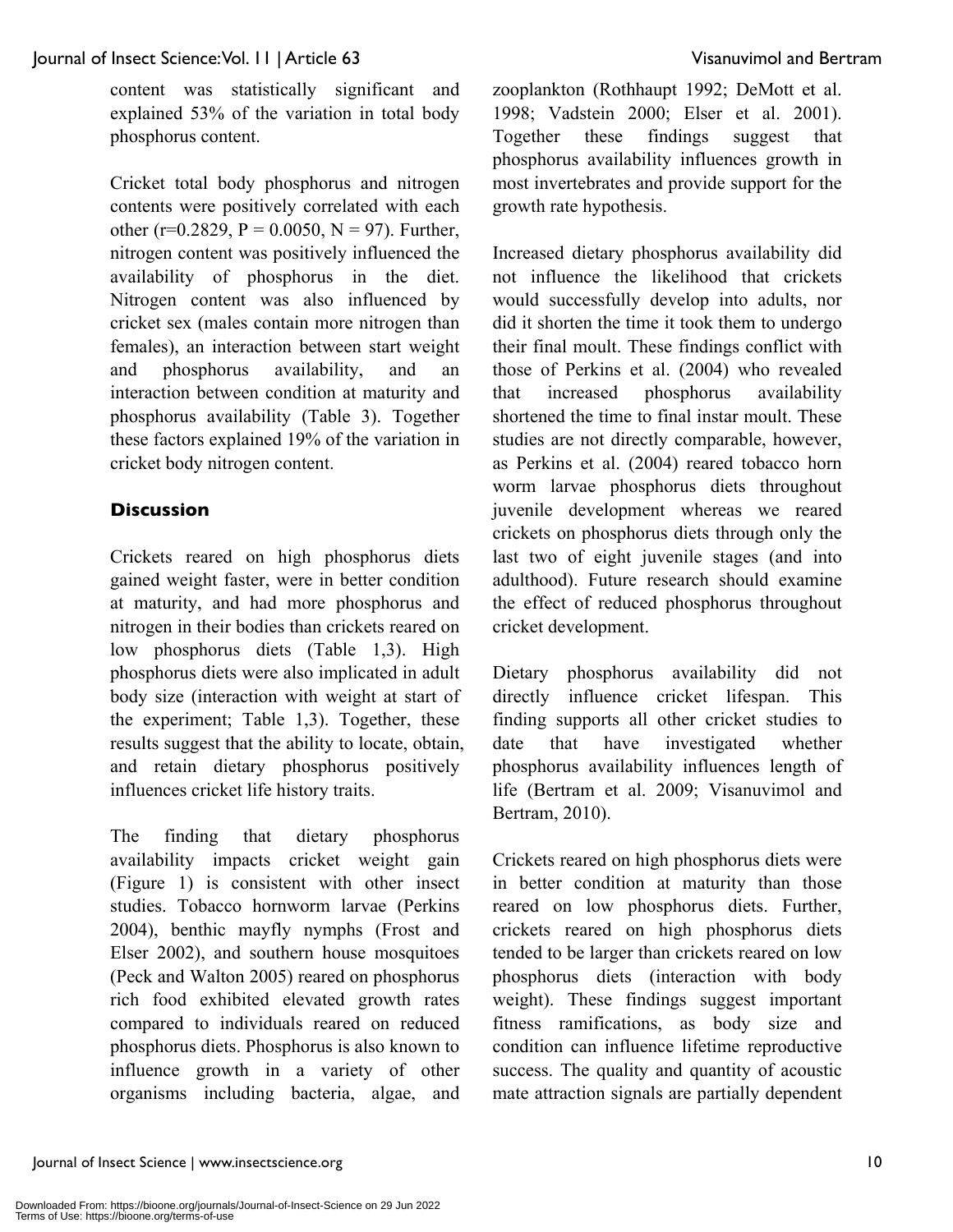content was statistically significant and explained 53% of the variation in total body phosphorus content.

Cricket total body phosphorus and nitrogen contents were positively correlated with each other ($r=0.2829$, $P = 0.0050$, $N = 97$). Further, nitrogen content was positively influenced the availability of phosphorus in the diet. Nitrogen content was also influenced by cricket sex (males contain more nitrogen than females), an interaction between start weight and phosphorus availability, and an interaction between condition at maturity and phosphorus availability (Table 3). Together these factors explained 19% of the variation in cricket body nitrogen content.

## Discussion

Crickets reared on high phosphorus diets gained weight faster, were in better condition at maturity, and had more phosphorus and nitrogen in their bodies than crickets reared on low phosphorus diets (Table 1,3). High phosphorus diets were also implicated in adult body size (interaction with weight at start of the experiment; Table 1,3). Together, these results suggest that the ability to locate, obtain, and retain dietary phosphorus positively influences cricket life history traits.

The finding that dietary phosphorus availability impacts cricket weight gain (Figure 1) is consistent with other insect studies. Tobacco hornworm larvae (Perkins 2004), benthic mayfly nymphs (Frost and Elser 2002), and southern house mosquitoes (Peck and Walton 2005) reared on phosphorus rich food exhibited elevated growth rates compared to individuals reared on reduced phosphorus diets. Phosphorus is also known to influence growth in a variety of other organisms including bacteria, algae, and zooplankton (Rothhaupt 1992; DeMott et al. 1998; Vadstein 2000; Elser et al. 2001). Together these findings suggest that phosphorus availability influences growth in most invertebrates and provide support for the growth rate hypothesis.

Increased dietary phosphorus availability did not influence the likelihood that crickets would successfully develop into adults, nor did it shorten the time it took them to undergo their final moult. These findings conflict with those of Perkins et al. (2004) who revealed that increased phosphorus availability shortened the time to final instar moult. These studies are not directly comparable, however, as Perkins et al. (2004) reared tobacco horn worm larvae phosphorus diets throughout juvenile development whereas we reared crickets on phosphorus diets through only the last two of eight juvenile stages (and into adulthood). Future research should examine the effect of reduced phosphorus throughout cricket development.

Dietary phosphorus availability did not directly influence cricket lifespan. This finding supports all other cricket studies to date that have investigated whether phosphorus availability influences length of life (Bertram et al. 2009; Visanuvimol and Bertram, 2010).

Crickets reared on high phosphorus diets were in better condition at maturity than those reared on low phosphorus diets. Further, crickets reared on high phosphorus diets tended to be larger than crickets reared on low phosphorus diets (interaction with body weight). These findings suggest important fitness ramifications, as body size and condition can influence lifetime reproductive success. The quality and quantity of acoustic mate attraction signals are partially dependent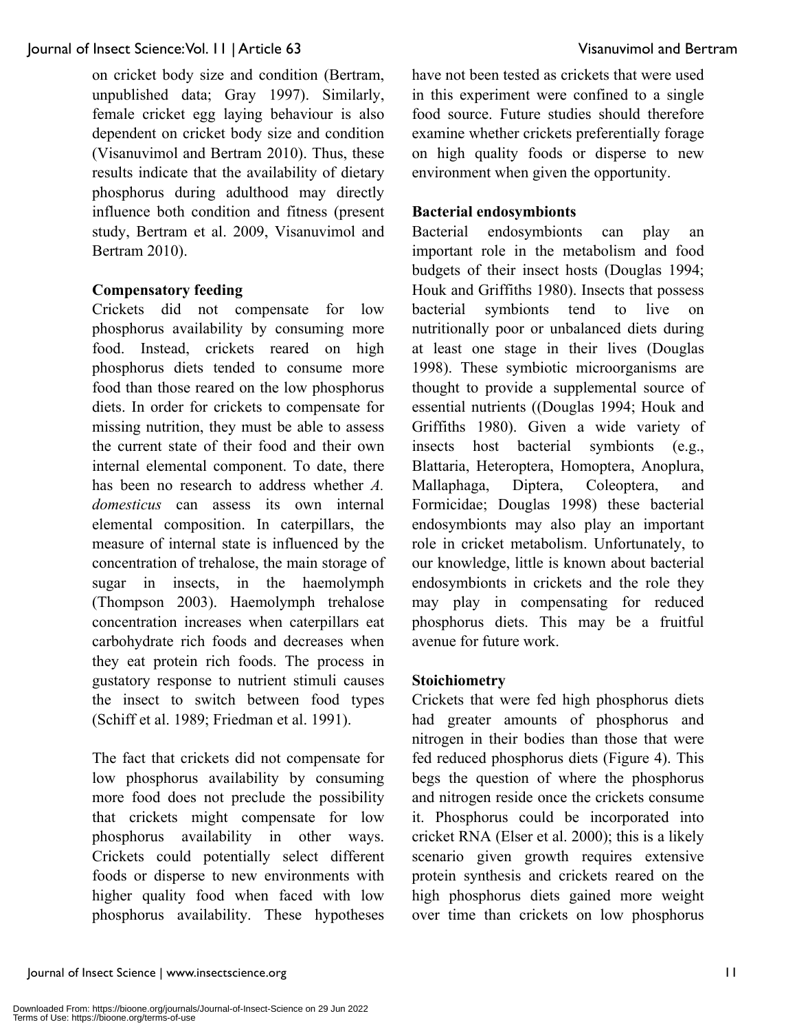on cricket body size and condition (Bertram, unpublished data; Gray 1997). Similarly, female cricket egg laying behaviour is also dependent on cricket body size and condition (Visanuvimol and Bertram 2010). Thus, these results indicate that the availability of dietary phosphorus during adulthood may directly influence both condition and fitness (present study, Bertram et al. 2009, Visanuvimol and Bertram 2010).

**Compensatory feeding**

Crickets did not compensate for low phosphorus availability by consuming more food. Instead, crickets reared on high phosphorus diets tended to consume more food than those reared on the low phosphorus diets. In order for crickets to compensate for missing nutrition, they must be able to assess the current state of their food and their own internal elemental component. To date, there has been no research to address whether *A. domesticus* can assess its own internal elemental composition. In caterpillars, the measure of internal state is influenced by the concentration of trehalose, the main storage of sugar in insects, in the haemolymph (Thompson 2003). Haemolymph trehalose concentration increases when caterpillars eat carbohydrate rich foods and decreases when they eat protein rich foods. The process in gustatory response to nutrient stimuli causes the insect to switch between food types (Schiff et al. 1989; Friedman et al. 1991).

The fact that crickets did not compensate for low phosphorus availability by consuming more food does not preclude the possibility that crickets might compensate for low phosphorus availability in other ways. Crickets could potentially select different foods or disperse to new environments with higher quality food when faced with low phosphorus availability. These hypotheses have not been tested as crickets that were used in this experiment were confined to a single food source. Future studies should therefore examine whether crickets preferentially forage on high quality foods or disperse to new environment when given the opportunity.

**Bacterial endosymbionts**

Bacterial endosymbionts can play an important role in the metabolism and food budgets of their insect hosts (Douglas 1994; Houk and Griffiths 1980). Insects that possess bacterial symbionts tend to live on nutritionally poor or unbalanced diets during at least one stage in their lives (Douglas 1998). These symbiotic microorganisms are thought to provide a supplemental source of essential nutrients ((Douglas 1994; Houk and Griffiths 1980). Given a wide variety of insects host bacterial symbionts (e.g., Blattaria, Heteroptera, Homoptera, Anoplura, Mallaphaga, Diptera, Coleoptera, and Formicidae; Douglas 1998) these bacterial endosymbionts may also play an important role in cricket metabolism. Unfortunately, to our knowledge, little is known about bacterial endosymbionts in crickets and the role they may play in compensating for reduced phosphorus diets. This may be a fruitful avenue for future work.

**Stoichiometry**

Crickets that were fed high phosphorus diets had greater amounts of phosphorus and nitrogen in their bodies than those that were fed reduced phosphorus diets (Figure 4). This begs the question of where the phosphorus and nitrogen reside once the crickets consume it. Phosphorus could be incorporated into cricket RNA (Elser et al. 2000); this is a likely scenario given growth requires extensive protein synthesis and crickets reared on the high phosphorus diets gained more weight over time than crickets on low phosphorus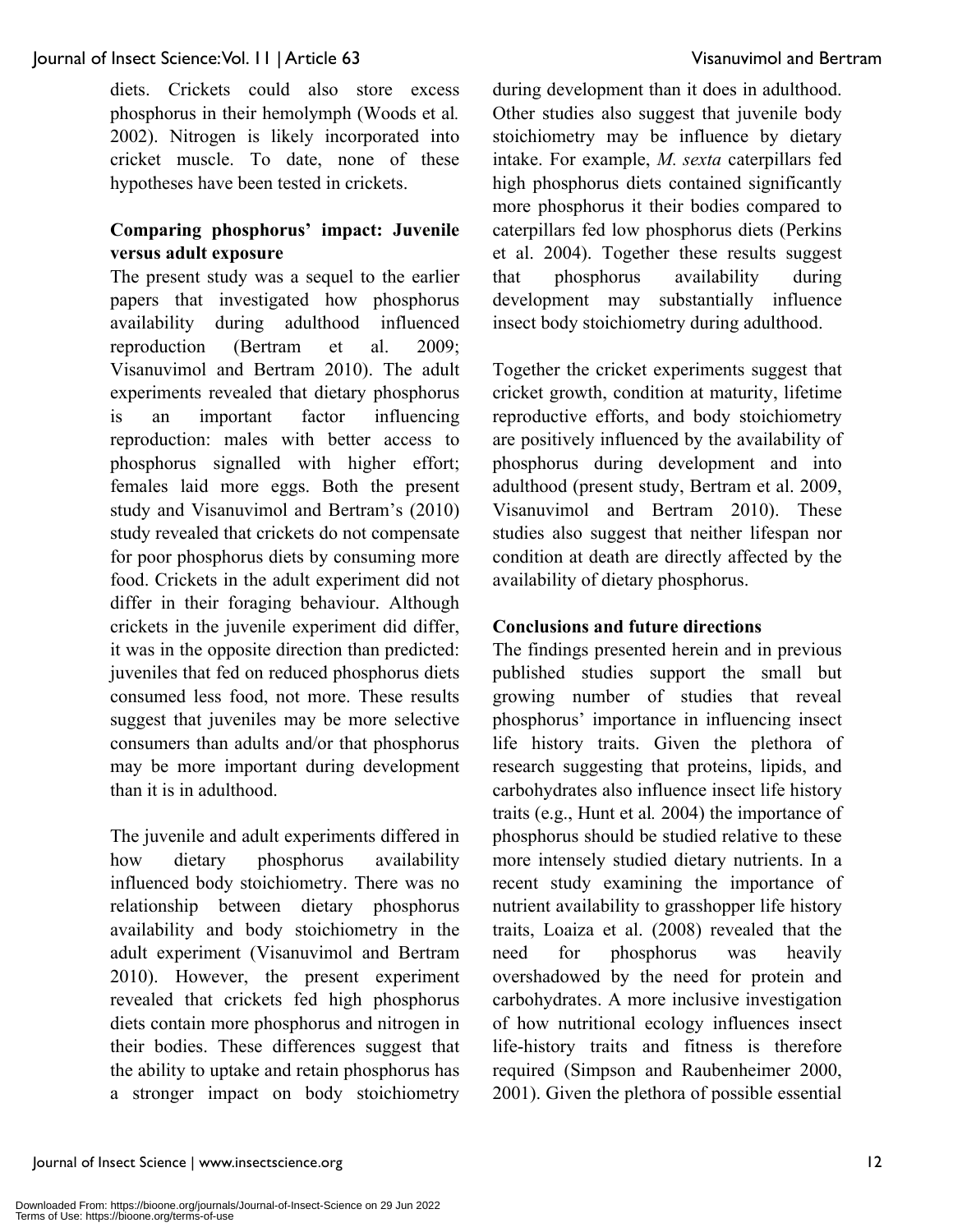diets. Crickets could also store excess phosphorus in their hemolymph (Woods et al. 2002). Nitrogen is likely incorporated into cricket muscle. To date, none of these hypotheses have been tested in crickets.

### Comparing phosphorus' impact: Juvenile versus adult exposure

The present study was a sequel to the earlier papers that investigated how phosphorus availability during adulthood influenced reproduction (Bertram et al. 2009; Visanuvimol and Bertram 2010). The adult experiments revealed that dietary phosphorus is an important factor influencing reproduction: males with better access to phosphorus signalled with higher effort; females laid more eggs. Both the present study and Visanuvimol and Bertram's (2010) study revealed that crickets do not compensate for poor phosphorus diets by consuming more food. Crickets in the adult experiment did not differ in their foraging behaviour. Although crickets in the juvenile experiment did differ, it was in the opposite direction than predicted: juveniles that fed on reduced phosphorus diets consumed less food, not more. These results suggest that juveniles may be more selective consumers than adults and/or that phosphorus may be more important during development than it is in adulthood.

The juvenile and adult experiments differed in how dietary phosphorus availability influenced body stoichiometry. There was no relationship between dietary phosphorus availability and body stoichiometry in the adult experiment (Visanuvimol and Bertram 2010). However, the present experiment revealed that crickets fed high phosphorus diets contain more phosphorus and nitrogen in their bodies. These differences suggest that the ability to uptake and retain phosphorus has a stronger impact on body stoichiometry during development than it does in adulthood. Other studies also suggest that juvenile body stoichiometry may be influence by dietary intake. For example, *M. sexta* caterpillars fed high phosphorus diets contained significantly more phosphorus it their bodies compared to caterpillars fed low phosphorus diets (Perkins et al. 2004). Together these results suggest that phosphorus availability during development may substantially influence insect body stoichiometry during adulthood.

Together the cricket experiments suggest that cricket growth, condition at maturity, lifetime reproductive efforts, and body stoichiometry are positively influenced by the availability of phosphorus during development and into adulthood (present study, Bertram et al. 2009, Visanuvimol and Bertram 2010). These studies also suggest that neither lifespan nor condition at death are directly affected by the availability of dietary phosphorus.

### Conclusions and future directions

The findings presented herein and in previous published studies support the small but growing number of studies that reveal phosphorus' importance in influencing insect life history traits. Given the plethora of research suggesting that proteins, lipids, and carbohydrates also influence insect life history traits (e.g., Hunt et al. 2004) the importance of phosphorus should be studied relative to these more intensely studied dietary nutrients. In a recent study examining the importance of nutrient availability to grasshopper life history traits, Loaiza et al. (2008) revealed that the need for phosphorus was heavily overshadowed by the need for protein and carbohydrates. A more inclusive investigation of how nutritional ecology influences insect life-history traits and fitness is therefore required (Simpson and Raubenheimer 2000, 2001). Given the plethora of possible essential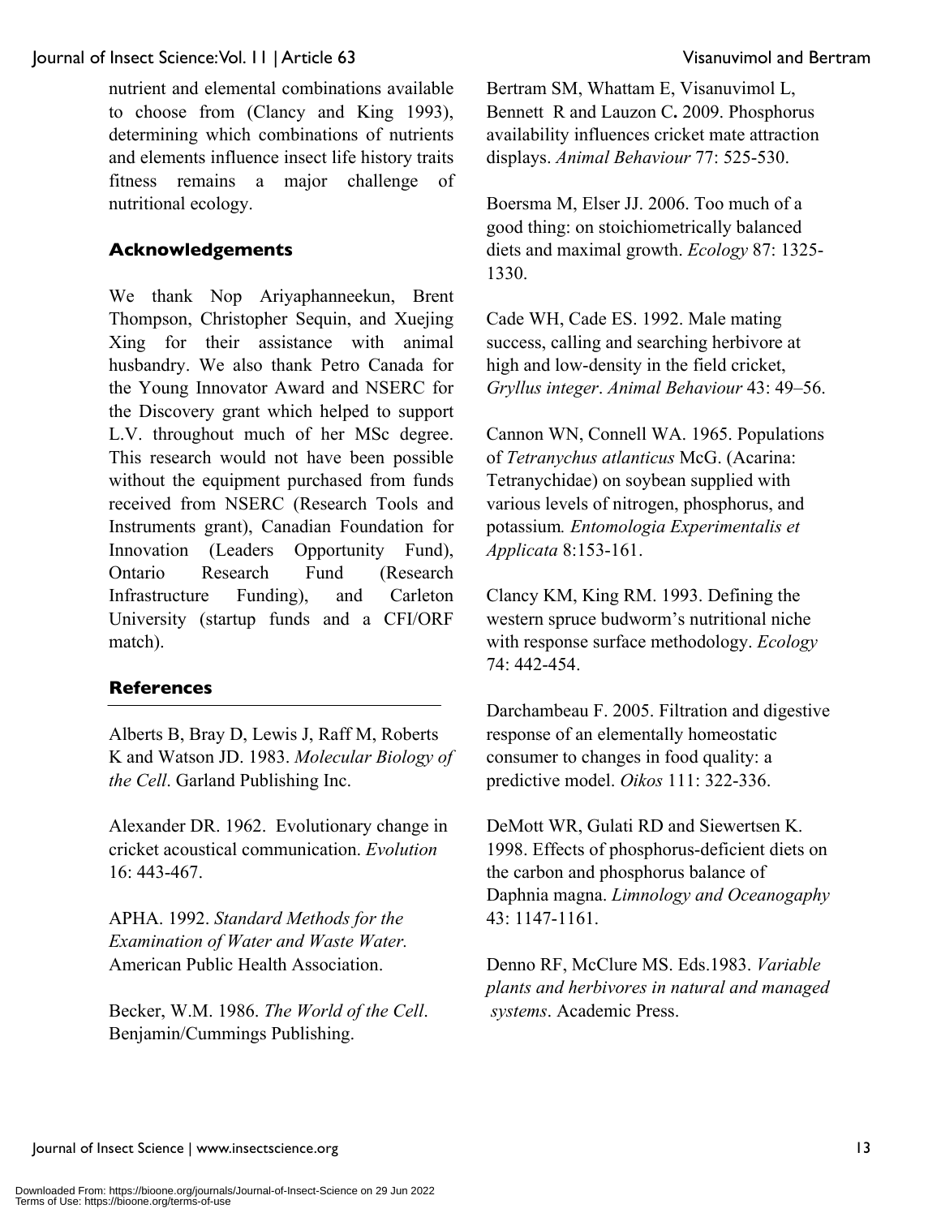nutrient and elemental combinations available to choose from (Clancy and King 1993), determining which combinations of nutrients and elements influence insect life history traits fitness remains a major challenge of nutritional ecology.

## Acknowledgements

We thank Nop Ariyaphanneekun, Brent Thompson, Christopher Sequin, and Xuejing Xing for their assistance with animal husbandry. We also thank Petro Canada for the Young Innovator Award and NSERC for the Discovery grant which helped to support L.V. throughout much of her MSc degree. This research would not have been possible without the equipment purchased from funds received from NSERC (Research Tools and Instruments grant), Canadian Foundation for Innovation (Leaders Opportunity Fund), Ontario Research Fund (Research Infrastructure Funding), and Carleton University (startup funds and a CFI/ORF match).

## References

Alberts B, Bray D, Lewis J, Raff M, Roberts K and Watson JD. 1983. *Molecular Biology of the Cell*. Garland Publishing Inc.

Alexander DR. 1962. Evolutionary change in cricket acoustical communication. *Evolution* 16: 443-467.

APHA. 1992. *Standard Methods for the Examination of Water and Waste Water.* American Public Health Association.

Becker, W.M. 1986. *The World of the Cell*. Benjamin/Cummings Publishing.

Bertram SM, Whattam E, Visanuvimol L, Bennett R and Lauzon C**.** 2009. Phosphorus availability influences cricket mate attraction displays. *Animal Behaviour* 77: 525-530.

Boersma M, Elser JJ. 2006. Too much of a good thing: on stoichiometrically balanced diets and maximal growth. *Ecology* 87: 1325-1330.

Cade WH, Cade ES. 1992. Male mating success, calling and searching herbivore at high and low-density in the field cricket, *Gryllus integer*. *Animal Behaviour* 43: 49–56.

Cannon WN, Connell WA. 1965. Populations of *Tetranychus atlanticus* McG. (Acarina: Tetranychidae) on soybean supplied with various levels of nitrogen, phosphorus, and potassium*. Entomologia Experimentalis et Applicata* 8:153-161.

Clancy KM, King RM. 1993. Defining the western spruce budworm's nutritional niche with response surface methodology. *Ecology* 74: 442-454.

Darchambeau F. 2005. Filtration and digestive response of an elementally homeostatic consumer to changes in food quality: a predictive model. *Oikos* 111: 322-336.

DeMott WR, Gulati RD and Siewertsen K. 1998. Effects of phosphorus-deficient diets on the carbon and phosphorus balance of Daphnia magna. *Limnology and Oceanogaphy* 43: 1147-1161.

Denno RF, McClure MS. Eds.1983. *Variable plants and herbivores in natural and managed systems*. Academic Press.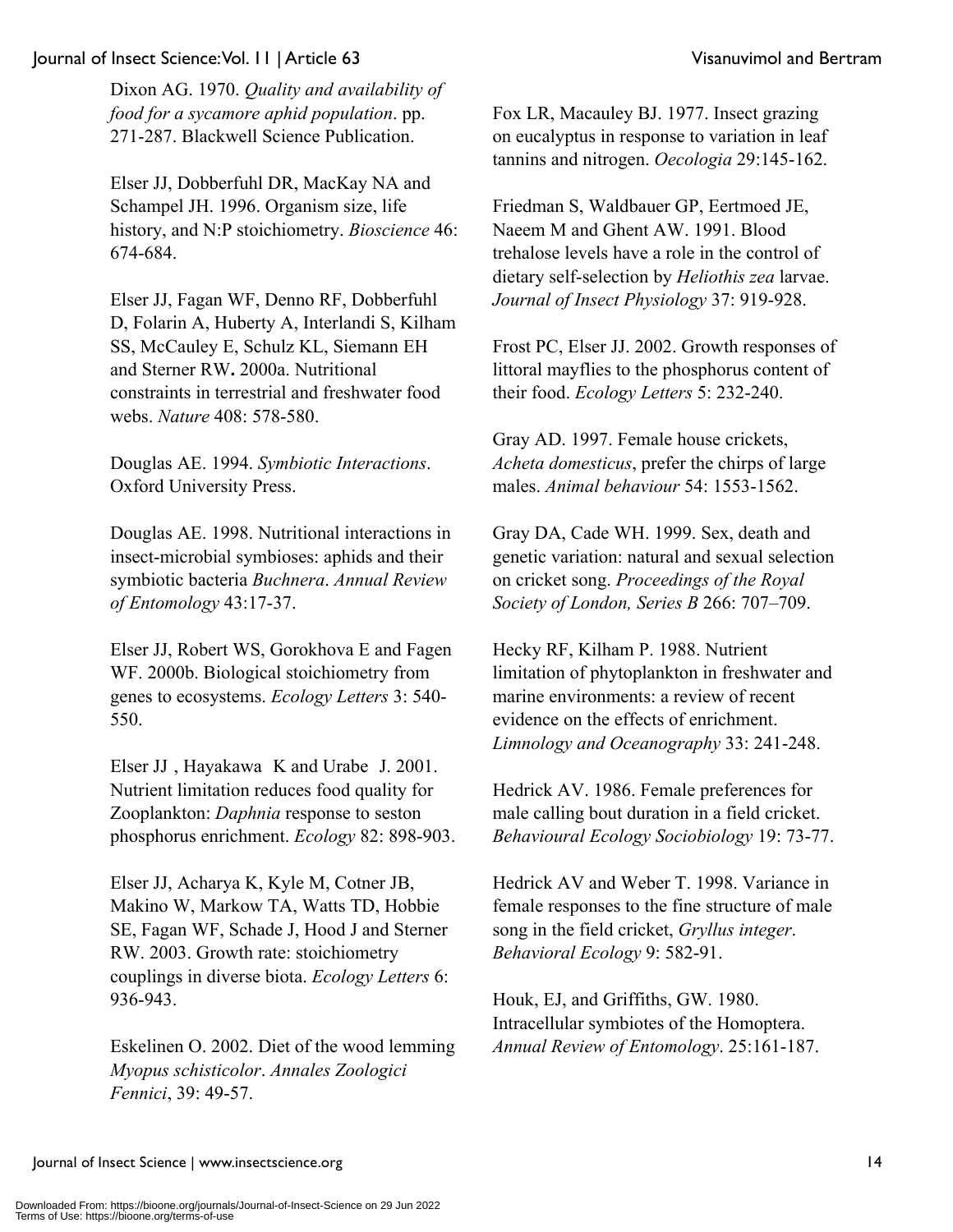Dixon AG. 1970. *Quality and availability of food for a sycamore aphid population*. pp. 271-287. Blackwell Science Publication.

Elser JJ, Dobberfuhl DR, MacKay NA and Schampel JH. 1996. Organism size, life history, and N:P stoichiometry. *Bioscience* 46: 674-684.

Elser JJ, Fagan WF, Denno RF, Dobberfuhl D, Folarin A, Huberty A, Interlandi S, Kilham SS, McCauley E, Schulz KL, Siemann EH and Sterner RW**.** 2000a. Nutritional constraints in terrestrial and freshwater food webs. *Nature* 408: 578-580.

Douglas AE. 1994. *Symbiotic Interactions*. Oxford University Press.

Douglas AE. 1998. Nutritional interactions in insect-microbial symbioses: aphids and their symbiotic bacteria *Buchnera*. *Annual Review of Entomology* 43:17-37.

Elser JJ, Robert WS, Gorokhova E and Fagen WF. 2000b. Biological stoichiometry from genes to ecosystems. *Ecology Letters* 3: 540-550.

Elser JJ , Hayakawa K and Urabe J. 2001. Nutrient limitation reduces food quality for Zooplankton: *Daphnia* response to seston phosphorus enrichment. *Ecology* 82: 898-903.

Elser JJ, Acharya K, Kyle M, Cotner JB, Makino W, Markow TA, Watts TD, Hobbie SE, Fagan WF, Schade J, Hood J and Sterner RW. 2003. Growth rate: stoichiometry couplings in diverse biota. *Ecology Letters* 6: 936-943.

Eskelinen O. 2002. Diet of the wood lemming *Myopus schisticolor*. *Annales Zoologici Fennici*, 39: 49-57.

Fox LR, Macauley BJ. 1977. Insect grazing on eucalyptus in response to variation in leaf tannins and nitrogen. *Oecologia* 29:145-162.

Friedman S, Waldbauer GP, Eertmoed JE, Naeem M and Ghent AW. 1991. Blood trehalose levels have a role in the control of dietary self-selection by *Heliothis zea* larvae. *Journal of Insect Physiology* 37: 919-928.

Frost PC, Elser JJ. 2002. Growth responses of littoral mayflies to the phosphorus content of their food. *Ecology Letters* 5: 232-240.

Gray AD. 1997. Female house crickets, *Acheta domesticus*, prefer the chirps of large males. *Animal behaviour* 54: 1553-1562.

Gray DA, Cade WH. 1999. Sex, death and genetic variation: natural and sexual selection on cricket song. *Proceedings of the Royal Society of London, Series B* 266: 707–709.

Hecky RF, Kilham P. 1988. Nutrient limitation of phytoplankton in freshwater and marine environments: a review of recent evidence on the effects of enrichment. *Limnology and Oceanography* 33: 241-248.

Hedrick AV. 1986. Female preferences for male calling bout duration in a field cricket. *Behavioural Ecology Sociobiology* 19: 73-77.

Hedrick AV and Weber T. 1998. Variance in female responses to the fine structure of male song in the field cricket, *Gryllus integer*. *Behavioral Ecology* 9: 582-91.

Houk, EJ, and Griffiths, GW. 1980. Intracellular symbiotes of the Homoptera. *Annual Review of Entomology*. 25:161-187.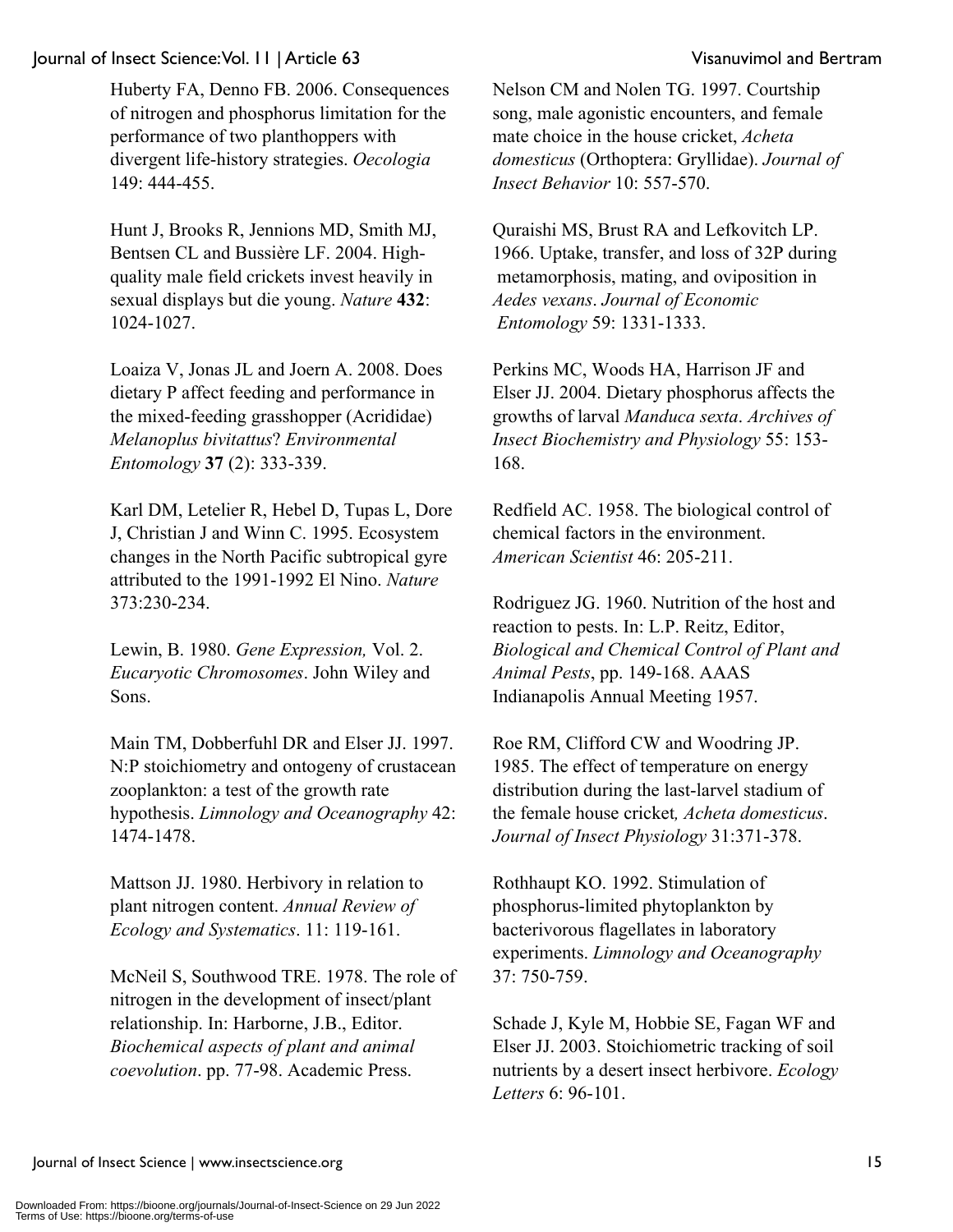Huberty FA, Denno FB. 2006. Consequences of nitrogen and phosphorus limitation for the performance of two planthoppers with divergent life-history strategies. *Oecologia* 149: 444-455.

Hunt J, Brooks R, Jennions MD, Smith MJ, Bentsen CL and Bussière LF. 2004. High-quality male field crickets invest heavily in sexual displays but die young. *Nature* **432**: 1024-1027.

Loaiza V, Jonas JL and Joern A. 2008. Does dietary P affect feeding and performance in the mixed-feeding grasshopper (Acrididae) *Melanoplus bivitattus*? *Environmental Entomology* **37** (2): 333-339.

Karl DM, Letelier R, Hebel D, Tupas L, Dore J, Christian J and Winn C. 1995. Ecosystem changes in the North Pacific subtropical gyre attributed to the 1991-1992 El Nino. *Nature* 373:230-234.

Lewin, B. 1980. *Gene Expression,* Vol. 2. *Eucaryotic Chromosomes*. John Wiley and Sons.

Main TM, Dobberfuhl DR and Elser JJ. 1997. N:P stoichiometry and ontogeny of crustacean zooplankton: a test of the growth rate hypothesis. *Limnology and Oceanography* 42: 1474-1478.

Mattson JJ. 1980. Herbivory in relation to plant nitrogen content. *Annual Review of Ecology and Systematics*. 11: 119-161.

McNeil S, Southwood TRE. 1978. The role of nitrogen in the development of insect/plant relationship. In: Harborne, J.B., Editor. *Biochemical aspects of plant and animal coevolution*. pp. 77-98. Academic Press.

Nelson CM and Nolen TG. 1997. Courtship song, male agonistic encounters, and female mate choice in the house cricket, *Acheta domesticus* (Orthoptera: Gryllidae). *Journal of Insect Behavior* 10: 557-570.

Quraishi MS, Brust RA and Lefkovitch LP. 1966. Uptake, transfer, and loss of 32P during metamorphosis, mating, and oviposition in *Aedes vexans*. *Journal of Economic Entomology* 59: 1331-1333.

Perkins MC, Woods HA, Harrison JF and Elser JJ. 2004. Dietary phosphorus affects the growths of larval *Manduca sexta*. *Archives of Insect Biochemistry and Physiology* 55: 153-168.

Redfield AC. 1958. The biological control of chemical factors in the environment. *American Scientist* 46: 205-211.

Rodriguez JG. 1960. Nutrition of the host and reaction to pests. In: L.P. Reitz, Editor, *Biological and Chemical Control of Plant and Animal Pests*, pp. 149-168. AAAS Indianapolis Annual Meeting 1957.

Roe RM, Clifford CW and Woodring JP. 1985. The effect of temperature on energy distribution during the last-larvel stadium of the female house cricket*, Acheta domesticus*. *Journal of Insect Physiology* 31:371-378.

Rothhaupt KO. 1992. Stimulation of phosphorus-limited phytoplankton by bacterivorous flagellates in laboratory experiments. *Limnology and Oceanography* 37: 750-759.

Schade J, Kyle M, Hobbie SE, Fagan WF and Elser JJ. 2003. Stoichiometric tracking of soil nutrients by a desert insect herbivore. *Ecology Letters* 6: 96-101.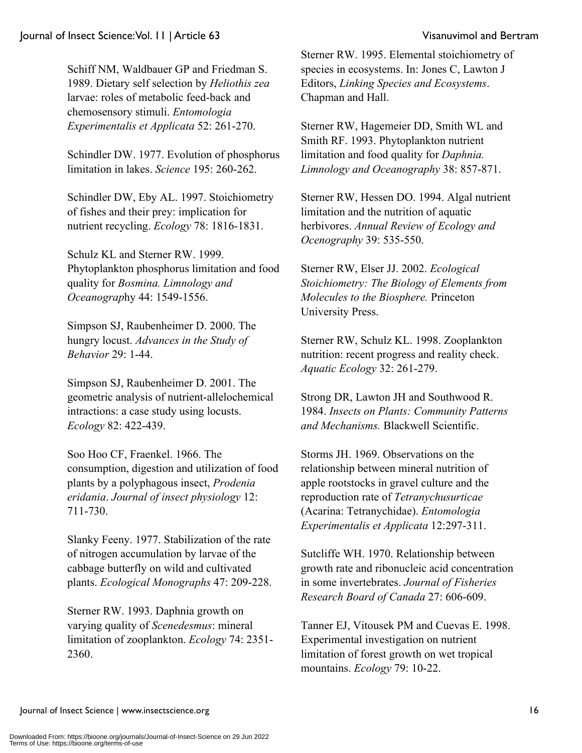Schiff NM, Waldbauer GP and Friedman S. 1989. Dietary self selection by *Heliothis zea* larvae: roles of metabolic feed-back and chemosensory stimuli. *Entomologia Experimentalis et Applicata* 52: 261-270.

Schindler DW. 1977. Evolution of phosphorus limitation in lakes. *Science* 195: 260-262.

Schindler DW, Eby AL. 1997. Stoichiometry of fishes and their prey: implication for nutrient recycling. *Ecology* 78: 1816-1831.

Schulz KL and Sterner RW. 1999. Phytoplankton phosphorus limitation and food quality for *Bosmina. Limnology and Oceanograp*hy 44: 1549-1556.

Simpson SJ, Raubenheimer D. 2000. The hungry locust. *Advances in the Study of Behavior* 29: 1-44.

Simpson SJ, Raubenheimer D. 2001. The geometric analysis of nutrient-allelochemical intractions: a case study using locusts. *Ecology* 82: 422-439.

Soo Hoo CF, Fraenkel. 1966. The consumption, digestion and utilization of food plants by a polyphagous insect, *Prodenia eridania*. *Journal of insect physiology* 12: 711-730.

Slanky Feeny. 1977. Stabilization of the rate of nitrogen accumulation by larvae of the cabbage butterfly on wild and cultivated plants. *Ecological Monographs* 47: 209-228.

Sterner RW. 1993. Daphnia growth on varying quality of *Scenedesmus*: mineral limitation of zooplankton. *Ecology* 74: 2351-2360.

Sterner RW. 1995. Elemental stoichiometry of species in ecosystems. In: Jones C, Lawton J Editors, *Linking Species and Ecosystems*. Chapman and Hall.

Sterner RW, Hagemeier DD, Smith WL and Smith RF. 1993. Phytoplankton nutrient limitation and food quality for *Daphnia. Limnology and Oceanography* 38: 857-871.

Sterner RW, Hessen DO. 1994. Algal nutrient limitation and the nutrition of aquatic herbivores. *Annual Review of Ecology and Ocenography* 39: 535-550.

Sterner RW, Elser JJ. 2002. *Ecological Stoichiometry: The Biology of Elements from Molecules to the Biosphere.* Princeton University Press.

Sterner RW, Schulz KL. 1998. Zooplankton nutrition: recent progress and reality check. *Aquatic Ecology* 32: 261-279.

Strong DR, Lawton JH and Southwood R. 1984. *Insects on Plants: Community Patterns and Mechanisms.* Blackwell Scientific.

Storms JH. 1969. Observations on the relationship between mineral nutrition of apple rootstocks in gravel culture and the reproduction rate of *Tetranychusurticae* (Acarina: Tetranychidae). *Entomologia Experimentalis et Applicata* 12:297-311.

Sutcliffe WH. 1970. Relationship between growth rate and ribonucleic acid concentration in some invertebrates. *Journal of Fisheries Research Board of Canada* 27: 606-609.

Tanner EJ, Vitousek PM and Cuevas E. 1998. Experimental investigation on nutrient limitation of forest growth on wet tropical mountains. *Ecology* 79: 10-22.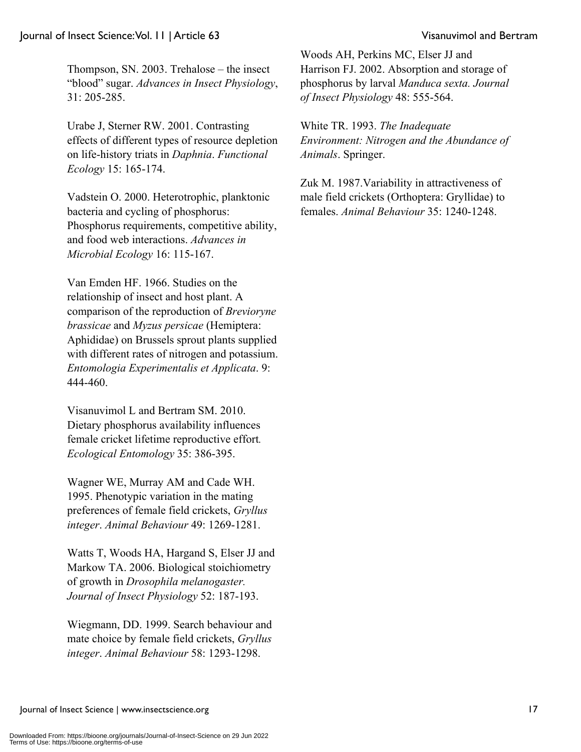Thompson, SN. 2003. Trehalose – the insect "blood" sugar. *Advances in Insect Physiology*, 31: 205-285.

Urabe J, Sterner RW. 2001. Contrasting effects of different types of resource depletion on life-history triats in *Daphnia*. *Functional Ecology* 15: 165-174.

Vadstein O. 2000. Heterotrophic, planktonic bacteria and cycling of phosphorus: Phosphorus requirements, competitive ability, and food web interactions. *Advances in Microbial Ecology* 16: 115-167.

Van Emden HF. 1966. Studies on the relationship of insect and host plant. A comparison of the reproduction of *Brevioryne brassicae* and *Myzus persicae* (Hemiptera: Aphididae) on Brussels sprout plants supplied with different rates of nitrogen and potassium. *Entomologia Experimentalis et Applicata*. 9: 444-460.

Visanuvimol L and Bertram SM. 2010. Dietary phosphorus availability influences female cricket lifetime reproductive effort. *Ecological Entomology* 35: 386-395.

Wagner WE, Murray AM and Cade WH. 1995. Phenotypic variation in the mating preferences of female field crickets, *Gryllus integer*. *Animal Behaviour* 49: 1269-1281.

Watts T, Woods HA, Hargand S, Elser JJ and Markow TA. 2006. Biological stoichiometry of growth in *Drosophila melanogaster. Journal of Insect Physiology* 52: 187-193.

Wiegmann, DD. 1999. Search behaviour and mate choice by female field crickets, *Gryllus integer*. *Animal Behaviour* 58: 1293-1298.

Woods AH, Perkins MC, Elser JJ and Harrison FJ. 2002. Absorption and storage of phosphorus by larval *Manduca sexta. Journal of Insect Physiology* 48: 555-564.

White TR. 1993. *The Inadequate Environment: Nitrogen and the Abundance of Animals*. Springer.

Zuk M. 1987.Variability in attractiveness of male field crickets (Orthoptera: Gryllidae) to females. *Animal Behaviour* 35: 1240-1248.